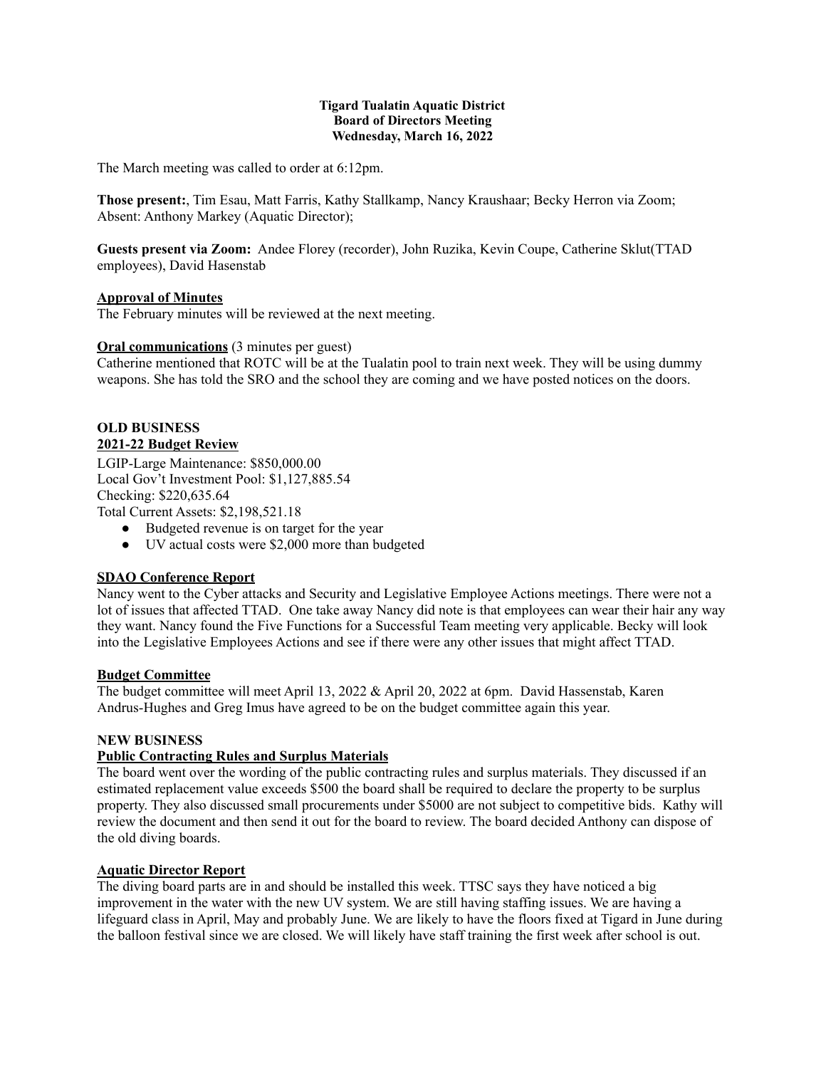**Tigard Tualatin Aquatic District**
**Board of Directors Meeting**
**Wednesday, March 16, 2022**

The March meeting was called to order at 6:12pm.

**Those present:**, Tim Esau, Matt Farris, Kathy Stallkamp, Nancy Kraushaar; Becky Herron via Zoom; Absent: Anthony Markey (Aquatic Director);

**Guests present via Zoom:** Andee Florey (recorder), John Ruzika, Kevin Coupe, Catherine Sklut(TTAD employees), David Hasenstab

## Approval of Minutes

The February minutes will be reviewed at the next meeting.

**Oral communications** (3 minutes per guest)

Catherine mentioned that ROTC will be at the Tualatin pool to train next week. They will be using dummy weapons. She has told the SRO and the school they are coming and we have posted notices on the doors.

## OLD BUSINESS

### 2021-22 Budget Review

LGIP-Large Maintenance: $850,000.00
Local Gov't Investment Pool: $1,127,885.54
Checking: $220,635.64
Total Current Assets: $2,198,521.18

- Budgeted revenue is on target for the year
- UV actual costs were $2,000 more than budgeted

### SDAO Conference Report

Nancy went to the Cyber attacks and Security and Legislative Employee Actions meetings. There were not a lot of issues that affected TTAD. One take away Nancy did note is that employees can wear their hair any way they want. Nancy found the Five Functions for a Successful Team meeting very applicable. Becky will look into the Legislative Employees Actions and see if there were any other issues that might affect TTAD.

### Budget Committee

The budget committee will meet April 13, 2022 & April 20, 2022 at 6pm. David Hassenstab, Karen Andrus-Hughes and Greg Imus have agreed to be on the budget committee again this year.

## NEW BUSINESS

### Public Contracting Rules and Surplus Materials

The board went over the wording of the public contracting rules and surplus materials. They discussed if an estimated replacement value exceeds $500 the board shall be required to declare the property to be surplus property. They also discussed small procurements under $5000 are not subject to competitive bids. Kathy will review the document and then send it out for the board to review. The board decided Anthony can dispose of the old diving boards.

### Aquatic Director Report

The diving board parts are in and should be installed this week. TTSC says they have noticed a big improvement in the water with the new UV system. We are still having staffing issues. We are having a lifeguard class in April, May and probably June. We are likely to have the floors fixed at Tigard in June during the balloon festival since we are closed. We will likely have staff training the first week after school is out.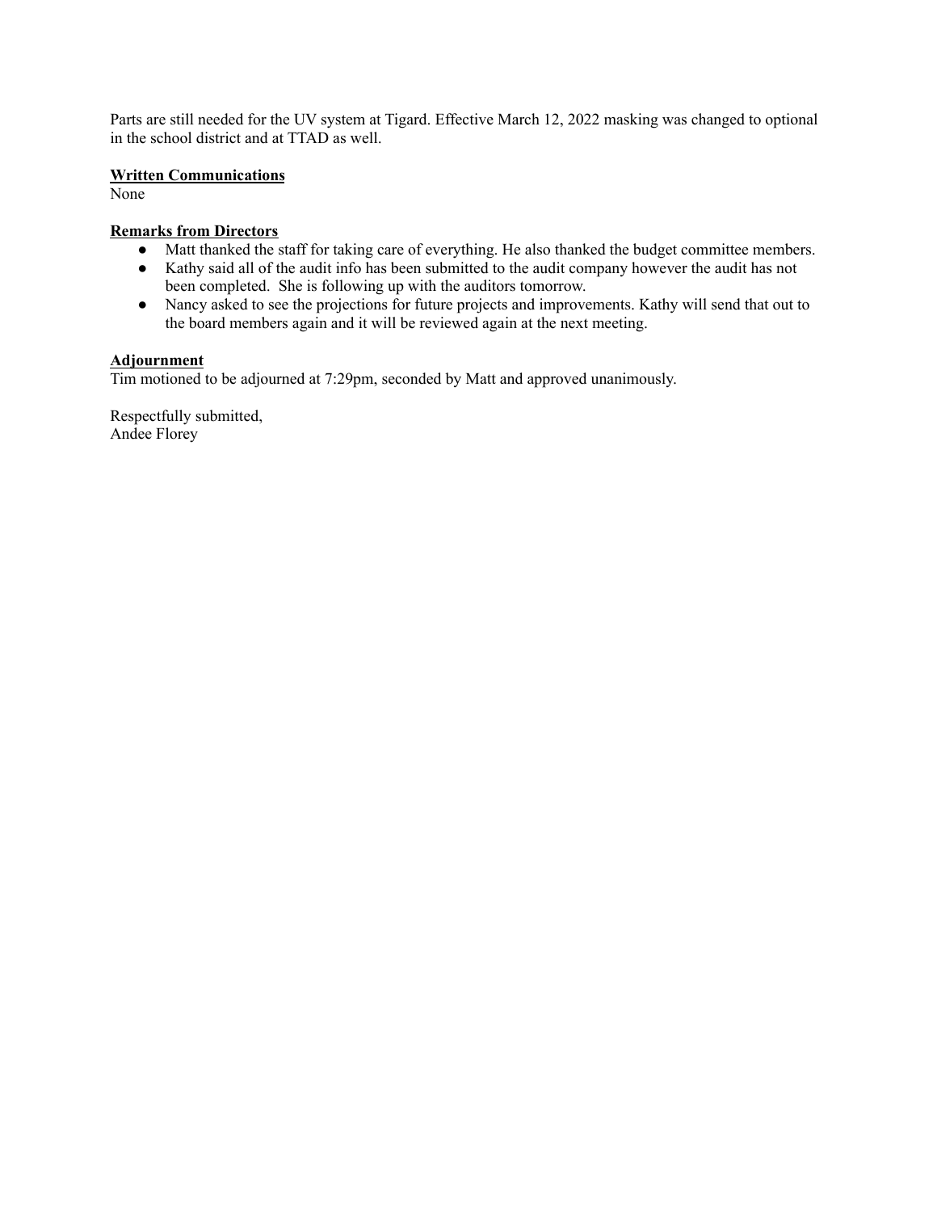Parts are still needed for the UV system at Tigard. Effective March 12, 2022 masking was changed to optional in the school district and at TTAD as well.

**Written Communications**

None

**Remarks from Directors**

- Matt thanked the staff for taking care of everything. He also thanked the budget committee members.
- Kathy said all of the audit info has been submitted to the audit company however the audit has not been completed. She is following up with the auditors tomorrow.
- Nancy asked to see the projections for future projects and improvements. Kathy will send that out to the board members again and it will be reviewed again at the next meeting.

**Adjournment**

Tim motioned to be adjourned at 7:29pm, seconded by Matt and approved unanimously.

Respectfully submitted,
Andee Florey